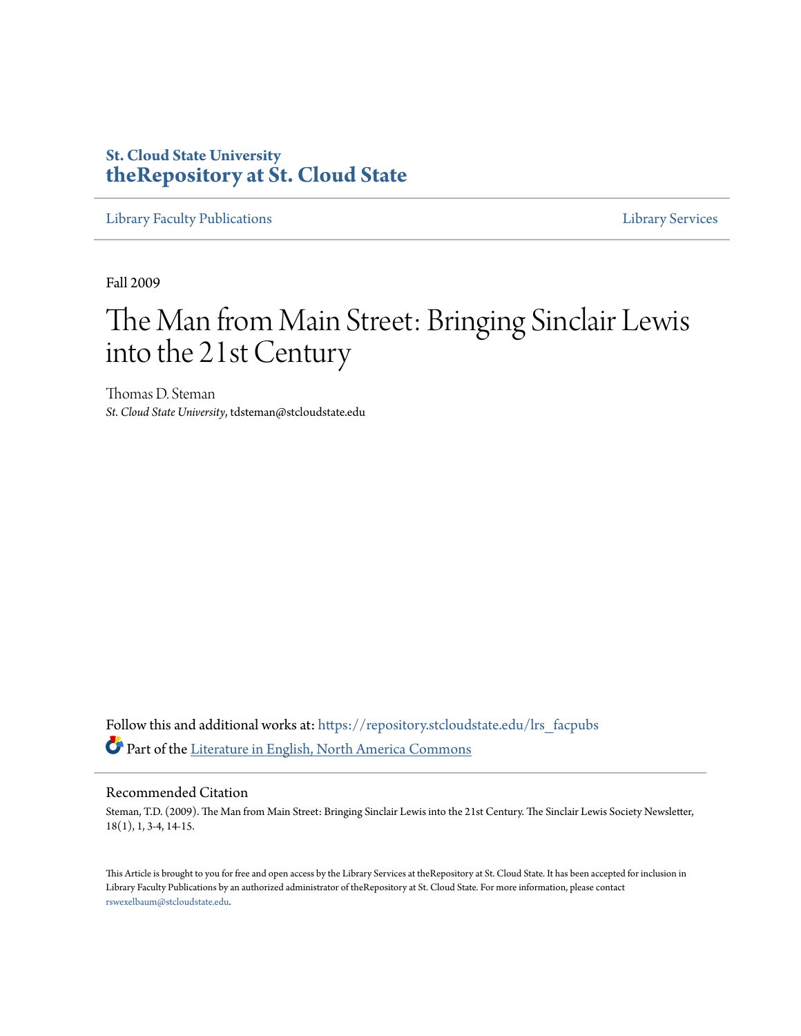St. Cloud State University
**theRepository at St. Cloud State**

Library Faculty Publications | Library Services

Fall 2009

# The Man from Main Street: Bringing Sinclair Lewis into the 21st Century

Thomas D. Steman
*St. Cloud State University*, tdsteman@stcloudstate.edu

Follow this and additional works at: https://repository.stcloudstate.edu/lrs_facpubs

Part of the Literature in English, North America Commons

## Recommended Citation

Steman, T.D. (2009). The Man from Main Street: Bringing Sinclair Lewis into the 21st Century. The Sinclair Lewis Society Newsletter, 18(1), 1, 3-4, 14-15.

This Article is brought to you for free and open access by the Library Services at theRepository at St. Cloud State. It has been accepted for inclusion in Library Faculty Publications by an authorized administrator of theRepository at St. Cloud State. For more information, please contact rswexelbaum@stcloudstate.edu.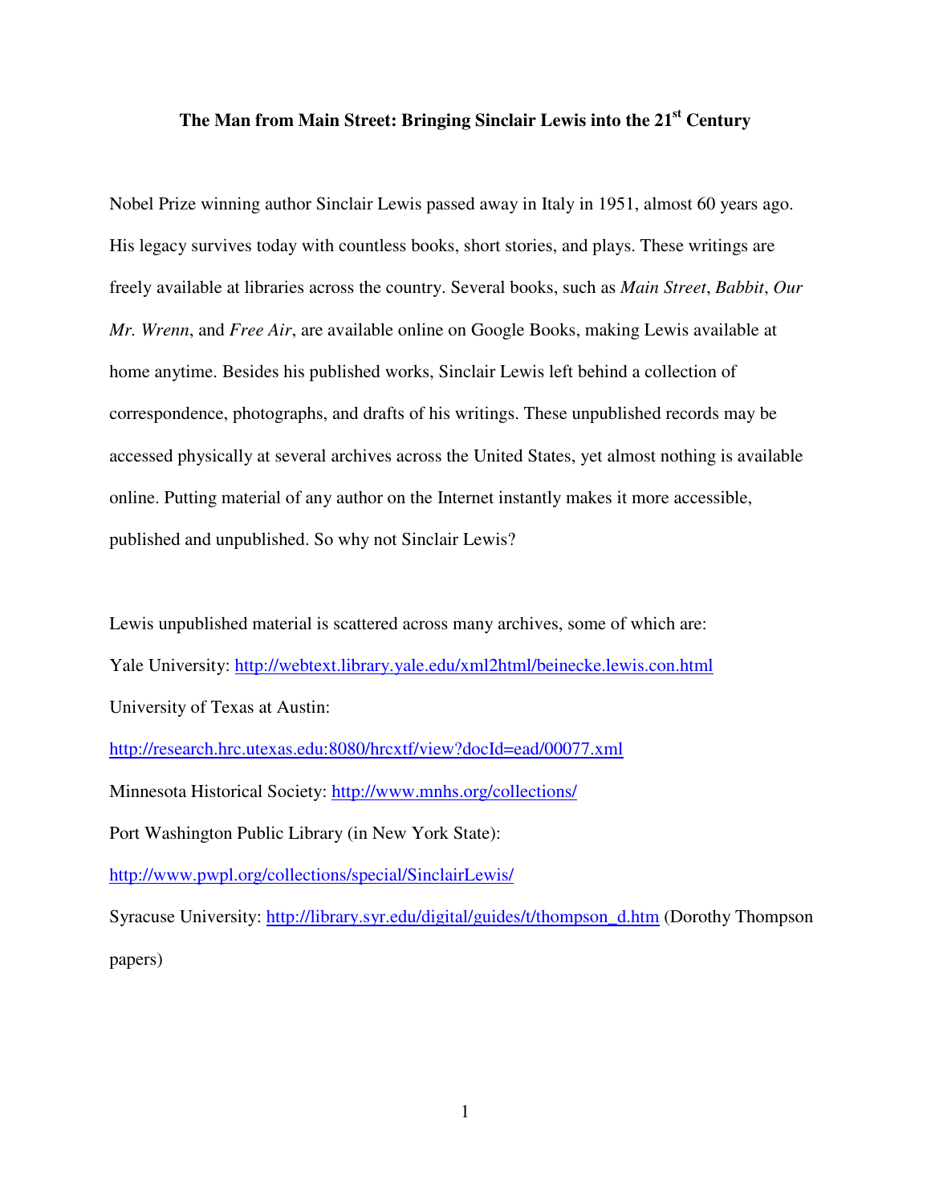### The Man from Main Street: Bringing Sinclair Lewis into the 21st Century

Nobel Prize winning author Sinclair Lewis passed away in Italy in 1951, almost 60 years ago. His legacy survives today with countless books, short stories, and plays. These writings are freely available at libraries across the country. Several books, such as *Main Street*, *Babbit*, *Our Mr. Wrenn*, and *Free Air*, are available online on Google Books, making Lewis available at home anytime. Besides his published works, Sinclair Lewis left behind a collection of correspondence, photographs, and drafts of his writings. These unpublished records may be accessed physically at several archives across the United States, yet almost nothing is available online. Putting material of any author on the Internet instantly makes it more accessible, published and unpublished. So why not Sinclair Lewis?

Lewis unpublished material is scattered across many archives, some of which are:

Yale University: http://webtext.library.yale.edu/xml2html/beinecke.lewis.con.html

University of Texas at Austin:

http://research.hrc.utexas.edu:8080/hrcxtf/view?docId=ead/00077.xml

Minnesota Historical Society: http://www.mnhs.org/collections/

Port Washington Public Library (in New York State):

http://www.pwpl.org/collections/special/SinclairLewis/

Syracuse University: http://library.syr.edu/digital/guides/t/thompson_d.htm (Dorothy Thompson papers)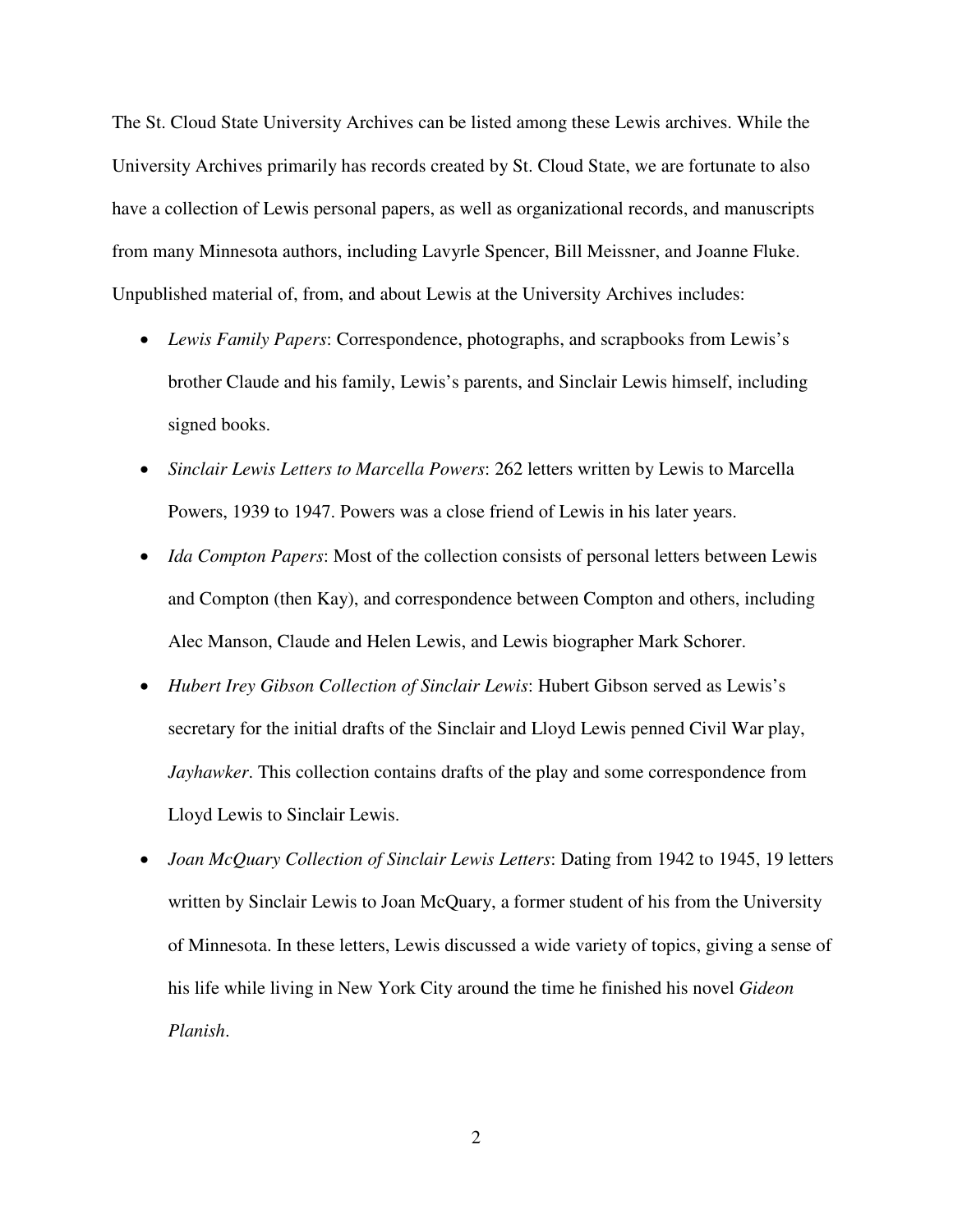The St. Cloud State University Archives can be listed among these Lewis archives. While the University Archives primarily has records created by St. Cloud State, we are fortunate to also have a collection of Lewis personal papers, as well as organizational records, and manuscripts from many Minnesota authors, including Lavyrle Spencer, Bill Meissner, and Joanne Fluke. Unpublished material of, from, and about Lewis at the University Archives includes:

- *Lewis Family Papers*: Correspondence, photographs, and scrapbooks from Lewis's brother Claude and his family, Lewis's parents, and Sinclair Lewis himself, including signed books.
- *Sinclair Lewis Letters to Marcella Powers*: 262 letters written by Lewis to Marcella Powers, 1939 to 1947. Powers was a close friend of Lewis in his later years.
- *Ida Compton Papers*: Most of the collection consists of personal letters between Lewis and Compton (then Kay), and correspondence between Compton and others, including Alec Manson, Claude and Helen Lewis, and Lewis biographer Mark Schorer.
- *Hubert Irey Gibson Collection of Sinclair Lewis*: Hubert Gibson served as Lewis's secretary for the initial drafts of the Sinclair and Lloyd Lewis penned Civil War play, *Jayhawker*. This collection contains drafts of the play and some correspondence from Lloyd Lewis to Sinclair Lewis.
- *Joan McQuary Collection of Sinclair Lewis Letters*: Dating from 1942 to 1945, 19 letters written by Sinclair Lewis to Joan McQuary, a former student of his from the University of Minnesota. In these letters, Lewis discussed a wide variety of topics, giving a sense of his life while living in New York City around the time he finished his novel *Gideon Planish*.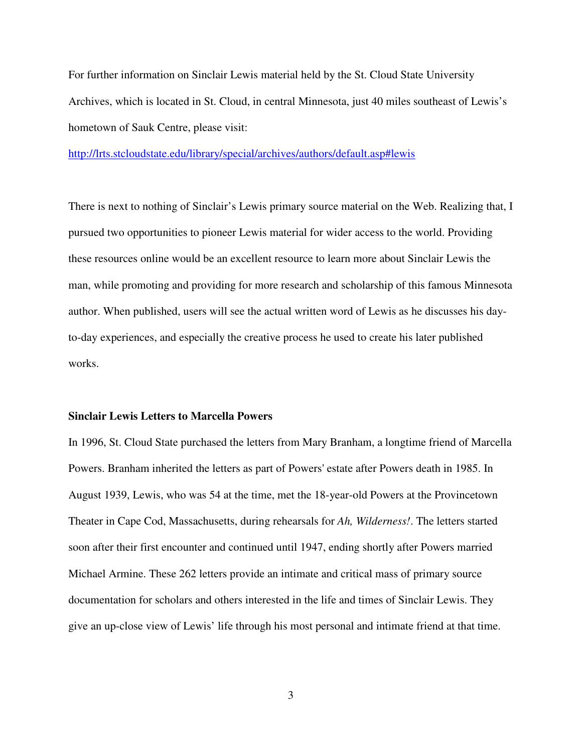For further information on Sinclair Lewis material held by the St. Cloud State University Archives, which is located in St. Cloud, in central Minnesota, just 40 miles southeast of Lewis's hometown of Sauk Centre, please visit:

http://lrts.stcloudstate.edu/library/special/archives/authors/default.asp#lewis

There is next to nothing of Sinclair's Lewis primary source material on the Web. Realizing that, I pursued two opportunities to pioneer Lewis material for wider access to the world. Providing these resources online would be an excellent resource to learn more about Sinclair Lewis the man, while promoting and providing for more research and scholarship of this famous Minnesota author. When published, users will see the actual written word of Lewis as he discusses his day-to-day experiences, and especially the creative process he used to create his later published works.

**Sinclair Lewis Letters to Marcella Powers**

In 1996, St. Cloud State purchased the letters from Mary Branham, a longtime friend of Marcella Powers. Branham inherited the letters as part of Powers' estate after Powers death in 1985. In August 1939, Lewis, who was 54 at the time, met the 18-year-old Powers at the Provincetown Theater in Cape Cod, Massachusetts, during rehearsals for *Ah, Wilderness!*. The letters started soon after their first encounter and continued until 1947, ending shortly after Powers married Michael Armine. These 262 letters provide an intimate and critical mass of primary source documentation for scholars and others interested in the life and times of Sinclair Lewis. They give an up-close view of Lewis' life through his most personal and intimate friend at that time.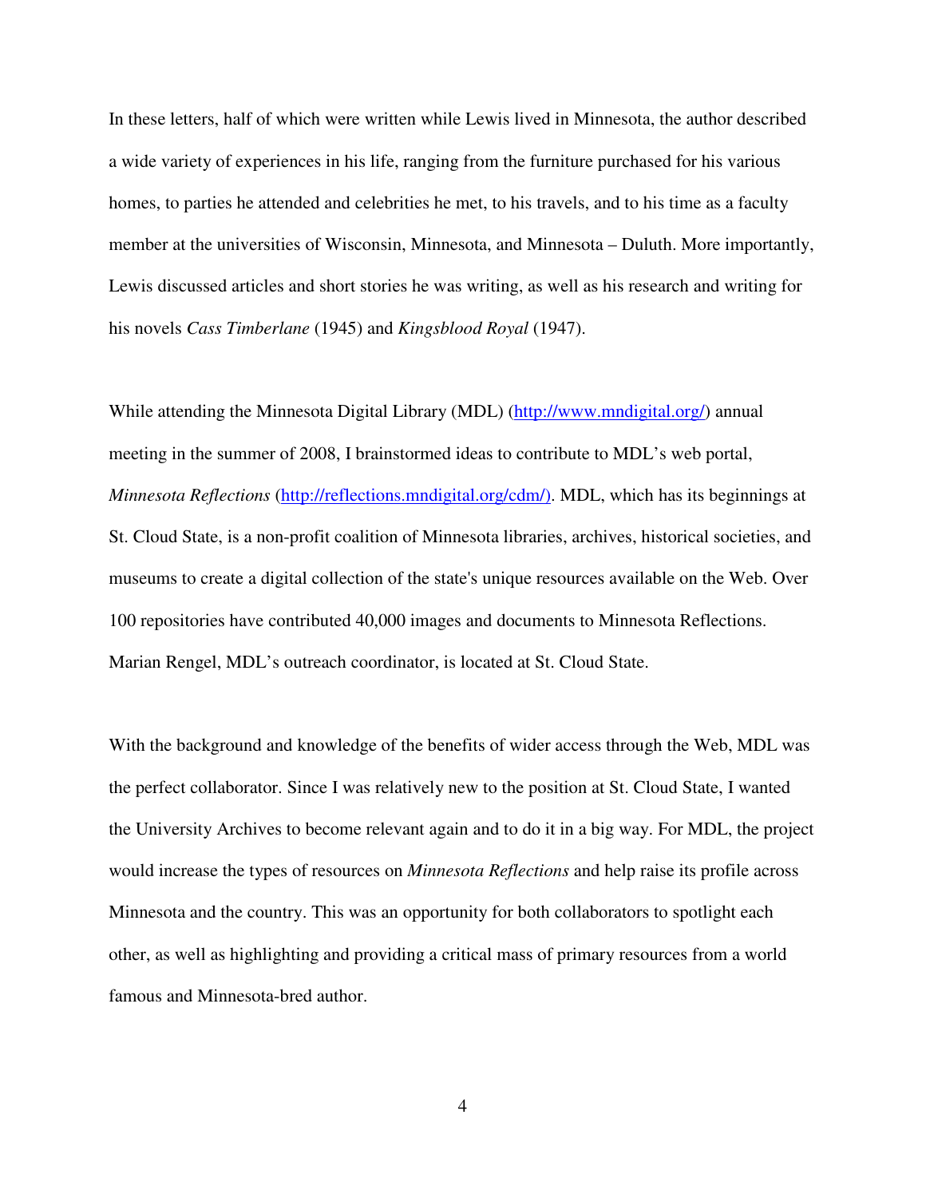In these letters, half of which were written while Lewis lived in Minnesota, the author described a wide variety of experiences in his life, ranging from the furniture purchased for his various homes, to parties he attended and celebrities he met, to his travels, and to his time as a faculty member at the universities of Wisconsin, Minnesota, and Minnesota – Duluth. More importantly, Lewis discussed articles and short stories he was writing, as well as his research and writing for his novels *Cass Timberlane* (1945) and *Kingsblood Royal* (1947).

While attending the Minnesota Digital Library (MDL) (http://www.mndigital.org/) annual meeting in the summer of 2008, I brainstormed ideas to contribute to MDL's web portal, *Minnesota Reflections* (http://reflections.mndigital.org/cdm/). MDL, which has its beginnings at St. Cloud State, is a non-profit coalition of Minnesota libraries, archives, historical societies, and museums to create a digital collection of the state's unique resources available on the Web. Over 100 repositories have contributed 40,000 images and documents to Minnesota Reflections. Marian Rengel, MDL's outreach coordinator, is located at St. Cloud State.

With the background and knowledge of the benefits of wider access through the Web, MDL was the perfect collaborator. Since I was relatively new to the position at St. Cloud State, I wanted the University Archives to become relevant again and to do it in a big way. For MDL, the project would increase the types of resources on *Minnesota Reflections* and help raise its profile across Minnesota and the country. This was an opportunity for both collaborators to spotlight each other, as well as highlighting and providing a critical mass of primary resources from a world famous and Minnesota-bred author.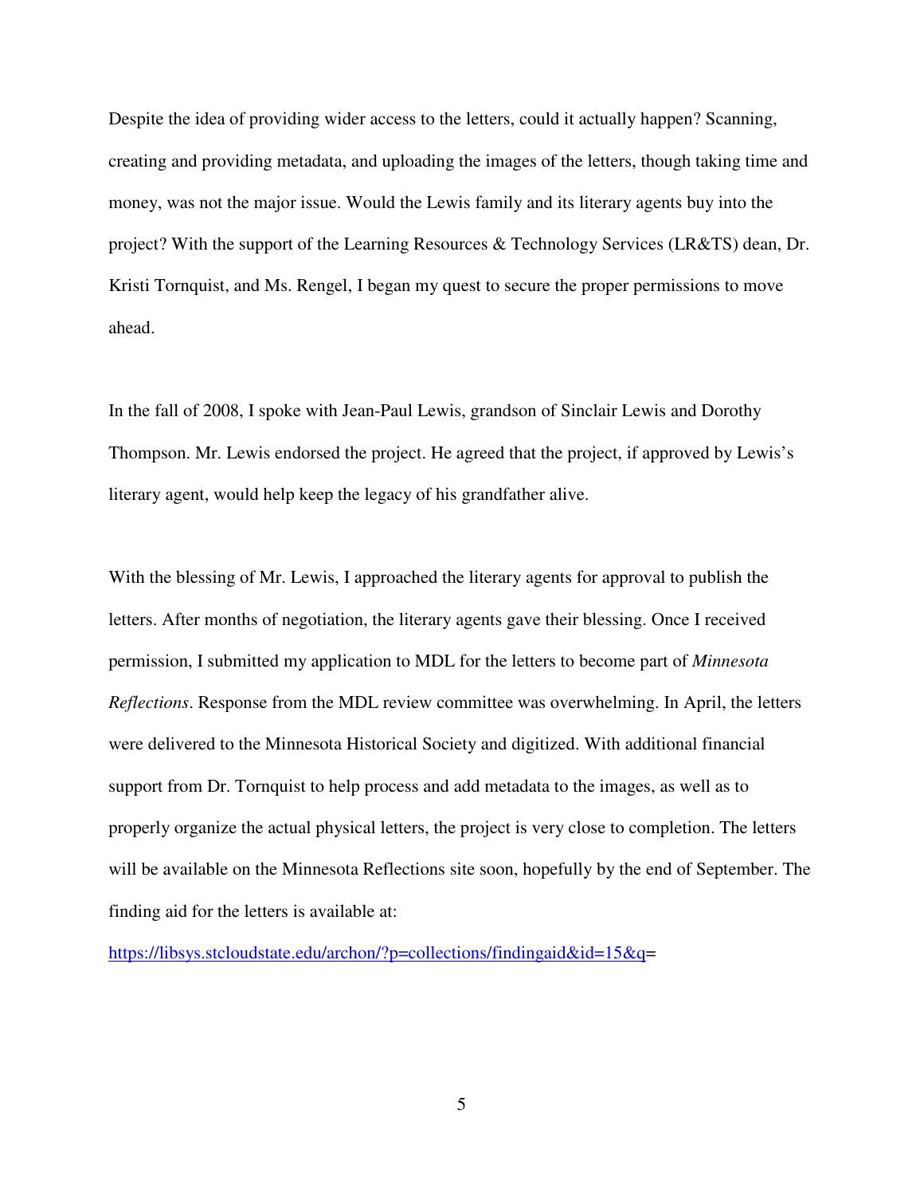Despite the idea of providing wider access to the letters, could it actually happen? Scanning, creating and providing metadata, and uploading the images of the letters, though taking time and money, was not the major issue. Would the Lewis family and its literary agents buy into the project? With the support of the Learning Resources & Technology Services (LR&TS) dean, Dr. Kristi Tornquist, and Ms. Rengel, I began my quest to secure the proper permissions to move ahead.

In the fall of 2008, I spoke with Jean-Paul Lewis, grandson of Sinclair Lewis and Dorothy Thompson. Mr. Lewis endorsed the project. He agreed that the project, if approved by Lewis's literary agent, would help keep the legacy of his grandfather alive.

With the blessing of Mr. Lewis, I approached the literary agents for approval to publish the letters. After months of negotiation, the literary agents gave their blessing. Once I received permission, I submitted my application to MDL for the letters to become part of *Minnesota Reflections*. Response from the MDL review committee was overwhelming. In April, the letters were delivered to the Minnesota Historical Society and digitized. With additional financial support from Dr. Tornquist to help process and add metadata to the images, as well as to properly organize the actual physical letters, the project is very close to completion. The letters will be available on the Minnesota Reflections site soon, hopefully by the end of September. The finding aid for the letters is available at:

https://libsys.stcloudstate.edu/archon/?p=collections/findingaid&id=15&q=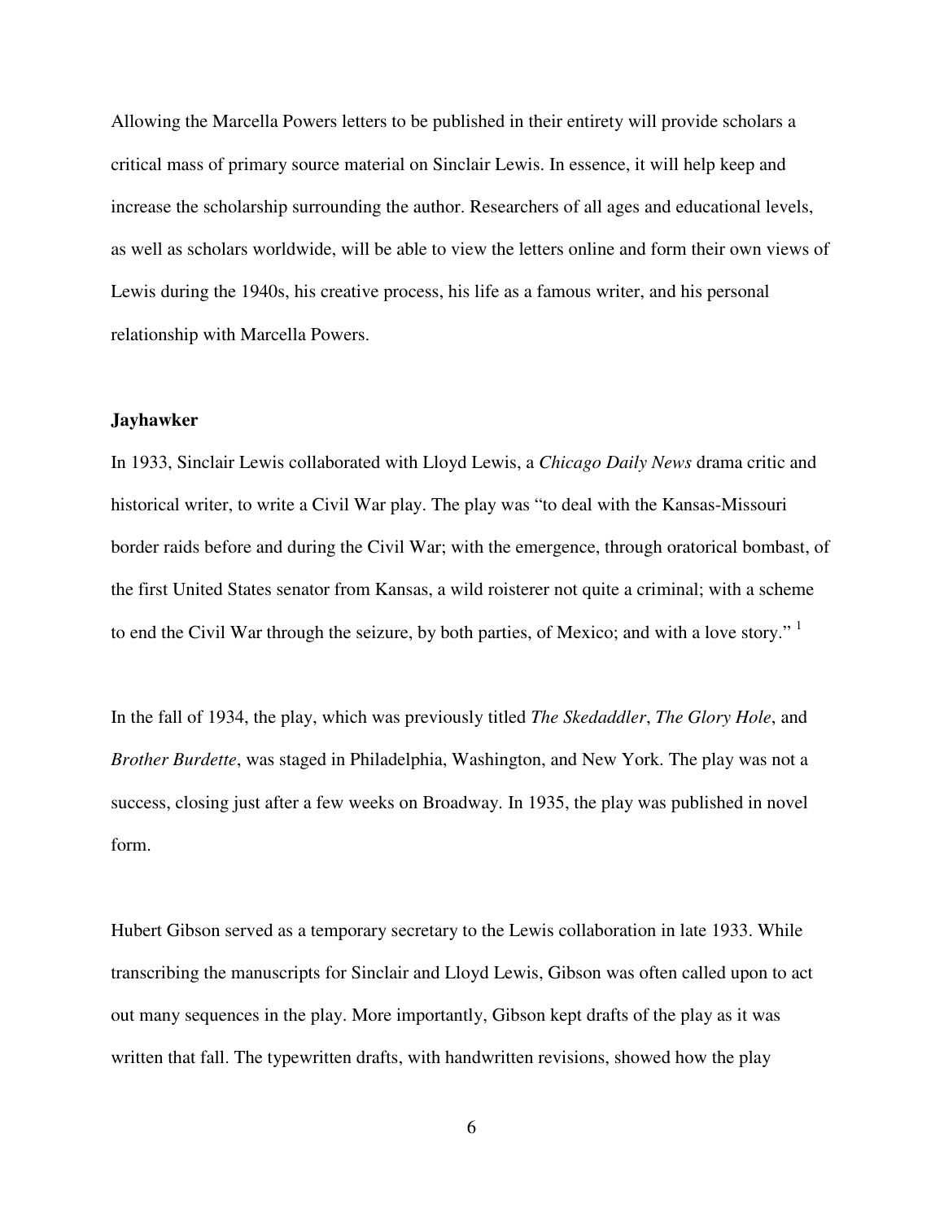Allowing the Marcella Powers letters to be published in their entirety will provide scholars a critical mass of primary source material on Sinclair Lewis. In essence, it will help keep and increase the scholarship surrounding the author. Researchers of all ages and educational levels, as well as scholars worldwide, will be able to view the letters online and form their own views of Lewis during the 1940s, his creative process, his life as a famous writer, and his personal relationship with Marcella Powers.

**Jayhawker**

In 1933, Sinclair Lewis collaborated with Lloyd Lewis, a *Chicago Daily News* drama critic and historical writer, to write a Civil War play. The play was "to deal with the Kansas-Missouri border raids before and during the Civil War; with the emergence, through oratorical bombast, of the first United States senator from Kansas, a wild roisterer not quite a criminal; with a scheme to end the Civil War through the seizure, by both parties, of Mexico; and with a love story." [1]

In the fall of 1934, the play, which was previously titled *The Skedaddler*, *The Glory Hole*, and *Brother Burdette*, was staged in Philadelphia, Washington, and New York. The play was not a success, closing just after a few weeks on Broadway. In 1935, the play was published in novel form.

Hubert Gibson served as a temporary secretary to the Lewis collaboration in late 1933. While transcribing the manuscripts for Sinclair and Lloyd Lewis, Gibson was often called upon to act out many sequences in the play. More importantly, Gibson kept drafts of the play as it was written that fall. The typewritten drafts, with handwritten revisions, showed how the play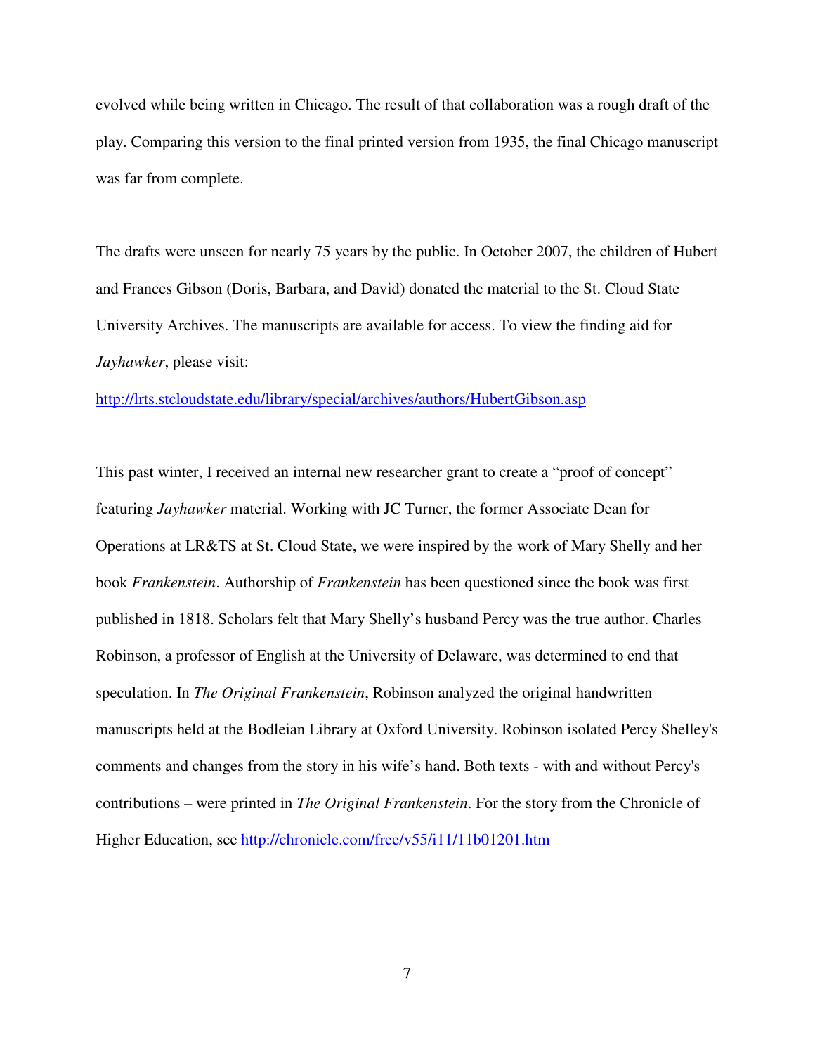evolved while being written in Chicago. The result of that collaboration was a rough draft of the play. Comparing this version to the final printed version from 1935, the final Chicago manuscript was far from complete.

The drafts were unseen for nearly 75 years by the public. In October 2007, the children of Hubert and Frances Gibson (Doris, Barbara, and David) donated the material to the St. Cloud State University Archives. The manuscripts are available for access. To view the finding aid for *Jayhawker*, please visit:

http://lrts.stcloudstate.edu/library/special/archives/authors/HubertGibson.asp

This past winter, I received an internal new researcher grant to create a "proof of concept" featuring *Jayhawker* material. Working with JC Turner, the former Associate Dean for Operations at LR&TS at St. Cloud State, we were inspired by the work of Mary Shelly and her book *Frankenstein*. Authorship of *Frankenstein* has been questioned since the book was first published in 1818. Scholars felt that Mary Shelly's husband Percy was the true author. Charles Robinson, a professor of English at the University of Delaware, was determined to end that speculation. In *The Original Frankenstein*, Robinson analyzed the original handwritten manuscripts held at the Bodleian Library at Oxford University. Robinson isolated Percy Shelley's comments and changes from the story in his wife's hand. Both texts - with and without Percy's contributions – were printed in *The Original Frankenstein*. For the story from the Chronicle of Higher Education, see http://chronicle.com/free/v55/i11/11b01201.htm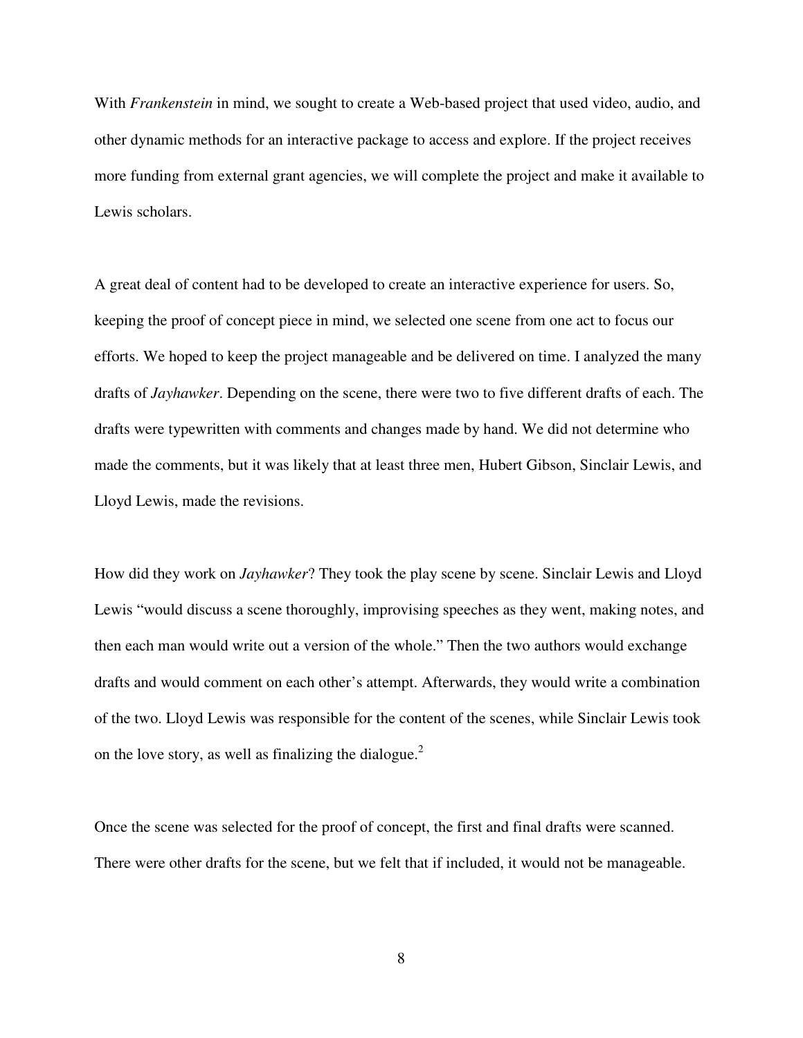With *Frankenstein* in mind, we sought to create a Web-based project that used video, audio, and other dynamic methods for an interactive package to access and explore. If the project receives more funding from external grant agencies, we will complete the project and make it available to Lewis scholars.

A great deal of content had to be developed to create an interactive experience for users. So, keeping the proof of concept piece in mind, we selected one scene from one act to focus our efforts. We hoped to keep the project manageable and be delivered on time. I analyzed the many drafts of *Jayhawker*. Depending on the scene, there were two to five different drafts of each. The drafts were typewritten with comments and changes made by hand. We did not determine who made the comments, but it was likely that at least three men, Hubert Gibson, Sinclair Lewis, and Lloyd Lewis, made the revisions.

How did they work on *Jayhawker*? They took the play scene by scene. Sinclair Lewis and Lloyd Lewis "would discuss a scene thoroughly, improvising speeches as they went, making notes, and then each man would write out a version of the whole." Then the two authors would exchange drafts and would comment on each other's attempt. Afterwards, they would write a combination of the two. Lloyd Lewis was responsible for the content of the scenes, while Sinclair Lewis took on the love story, as well as finalizing the dialogue.[2]

Once the scene was selected for the proof of concept, the first and final drafts were scanned. There were other drafts for the scene, but we felt that if included, it would not be manageable.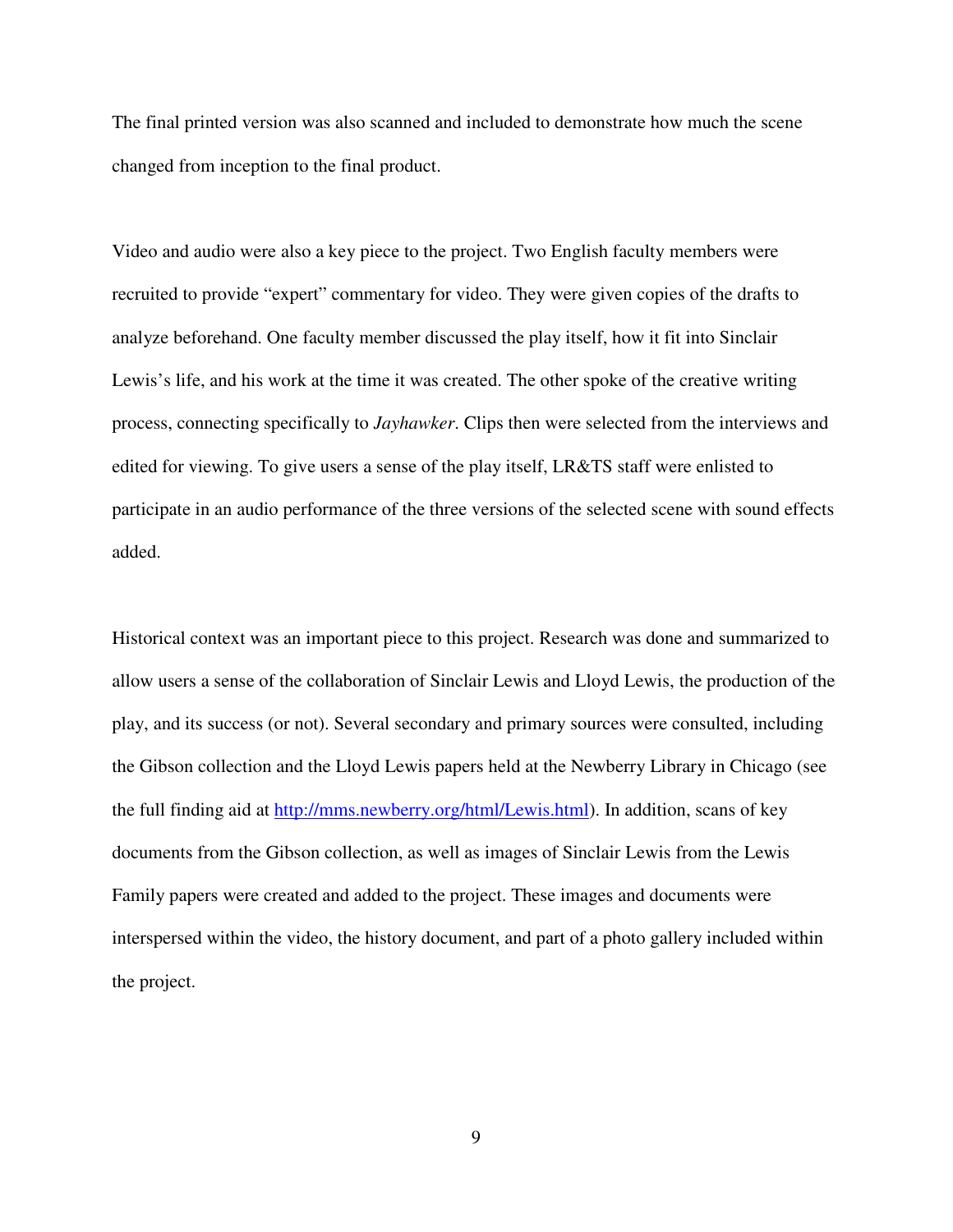The final printed version was also scanned and included to demonstrate how much the scene changed from inception to the final product.

Video and audio were also a key piece to the project. Two English faculty members were recruited to provide "expert" commentary for video. They were given copies of the drafts to analyze beforehand. One faculty member discussed the play itself, how it fit into Sinclair Lewis's life, and his work at the time it was created. The other spoke of the creative writing process, connecting specifically to *Jayhawker*. Clips then were selected from the interviews and edited for viewing. To give users a sense of the play itself, LR&TS staff were enlisted to participate in an audio performance of the three versions of the selected scene with sound effects added.

Historical context was an important piece to this project. Research was done and summarized to allow users a sense of the collaboration of Sinclair Lewis and Lloyd Lewis, the production of the play, and its success (or not). Several secondary and primary sources were consulted, including the Gibson collection and the Lloyd Lewis papers held at the Newberry Library in Chicago (see the full finding aid at [http://mms.newberry.org/html/Lewis.html](http://mms.newberry.org/html/Lewis.html)). In addition, scans of key documents from the Gibson collection, as well as images of Sinclair Lewis from the Lewis Family papers were created and added to the project. These images and documents were interspersed within the video, the history document, and part of a photo gallery included within the project.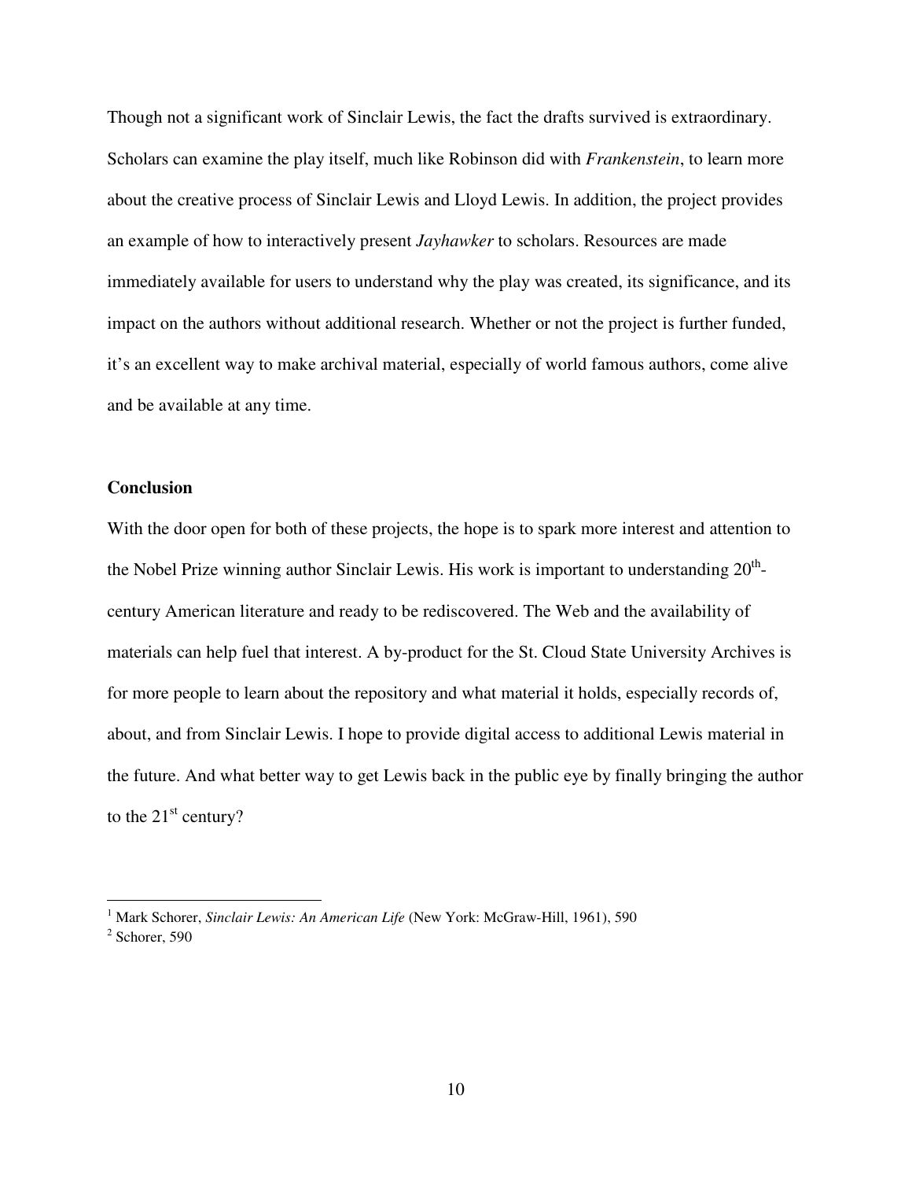Though not a significant work of Sinclair Lewis, the fact the drafts survived is extraordinary. Scholars can examine the play itself, much like Robinson did with *Frankenstein*, to learn more about the creative process of Sinclair Lewis and Lloyd Lewis. In addition, the project provides an example of how to interactively present *Jayhawker* to scholars. Resources are made immediately available for users to understand why the play was created, its significance, and its impact on the authors without additional research. Whether or not the project is further funded, it's an excellent way to make archival material, especially of world famous authors, come alive and be available at any time.

**Conclusion**

With the door open for both of these projects, the hope is to spark more interest and attention to the Nobel Prize winning author Sinclair Lewis. His work is important to understanding 20th-century American literature and ready to be rediscovered. The Web and the availability of materials can help fuel that interest. A by-product for the St. Cloud State University Archives is for more people to learn about the repository and what material it holds, especially records of, about, and from Sinclair Lewis. I hope to provide digital access to additional Lewis material in the future. And what better way to get Lewis back in the public eye by finally bringing the author to the 21st century?

---

[1] Mark Schorer, *Sinclair Lewis: An American Life* (New York: McGraw-Hill, 1961), 590

[2] Schorer, 590